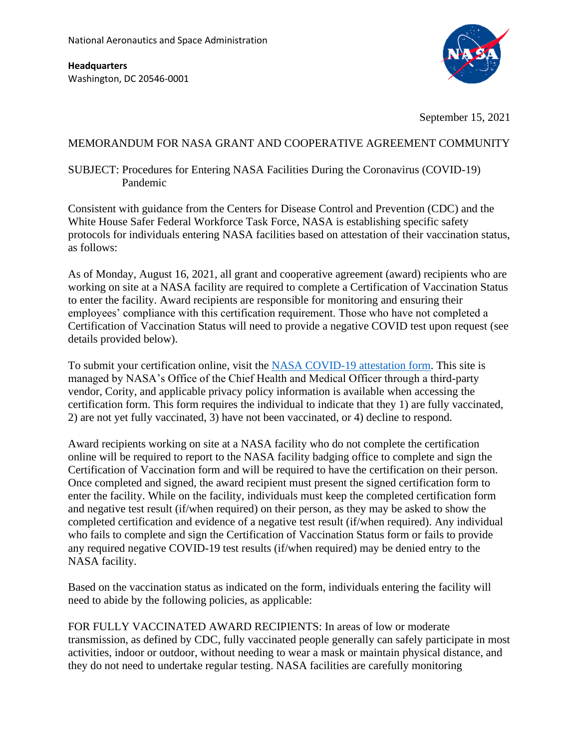National Aeronautics and Space Administration

**Headquarters**
Washington, DC 20546-0001

September 15, 2021

MEMORANDUM FOR NASA GRANT AND COOPERATIVE AGREEMENT COMMUNITY

SUBJECT: Procedures for Entering NASA Facilities During the Coronavirus (COVID-19) Pandemic

Consistent with guidance from the Centers for Disease Control and Prevention (CDC) and the White House Safer Federal Workforce Task Force, NASA is establishing specific safety protocols for individuals entering NASA facilities based on attestation of their vaccination status, as follows:

As of Monday, August 16, 2021, all grant and cooperative agreement (award) recipients who are working on site at a NASA facility are required to complete a Certification of Vaccination Status to enter the facility. Award recipients are responsible for monitoring and ensuring their employees' compliance with this certification requirement. Those who have not completed a Certification of Vaccination Status will need to provide a negative COVID test upon request (see details provided below).

To submit your certification online, visit the NASA COVID-19 attestation form. This site is managed by NASA's Office of the Chief Health and Medical Officer through a third-party vendor, Cority, and applicable privacy policy information is available when accessing the certification form. This form requires the individual to indicate that they 1) are fully vaccinated, 2) are not yet fully vaccinated, 3) have not been vaccinated, or 4) decline to respond.

Award recipients working on site at a NASA facility who do not complete the certification online will be required to report to the NASA facility badging office to complete and sign the Certification of Vaccination form and will be required to have the certification on their person. Once completed and signed, the award recipient must present the signed certification form to enter the facility. While on the facility, individuals must keep the completed certification form and negative test result (if/when required) on their person, as they may be asked to show the completed certification and evidence of a negative test result (if/when required). Any individual who fails to complete and sign the Certification of Vaccination Status form or fails to provide any required negative COVID-19 test results (if/when required) may be denied entry to the NASA facility.

Based on the vaccination status as indicated on the form, individuals entering the facility will need to abide by the following policies, as applicable:

FOR FULLY VACCINATED AWARD RECIPIENTS: In areas of low or moderate transmission, as defined by CDC, fully vaccinated people generally can safely participate in most activities, indoor or outdoor, without needing to wear a mask or maintain physical distance, and they do not need to undertake regular testing. NASA facilities are carefully monitoring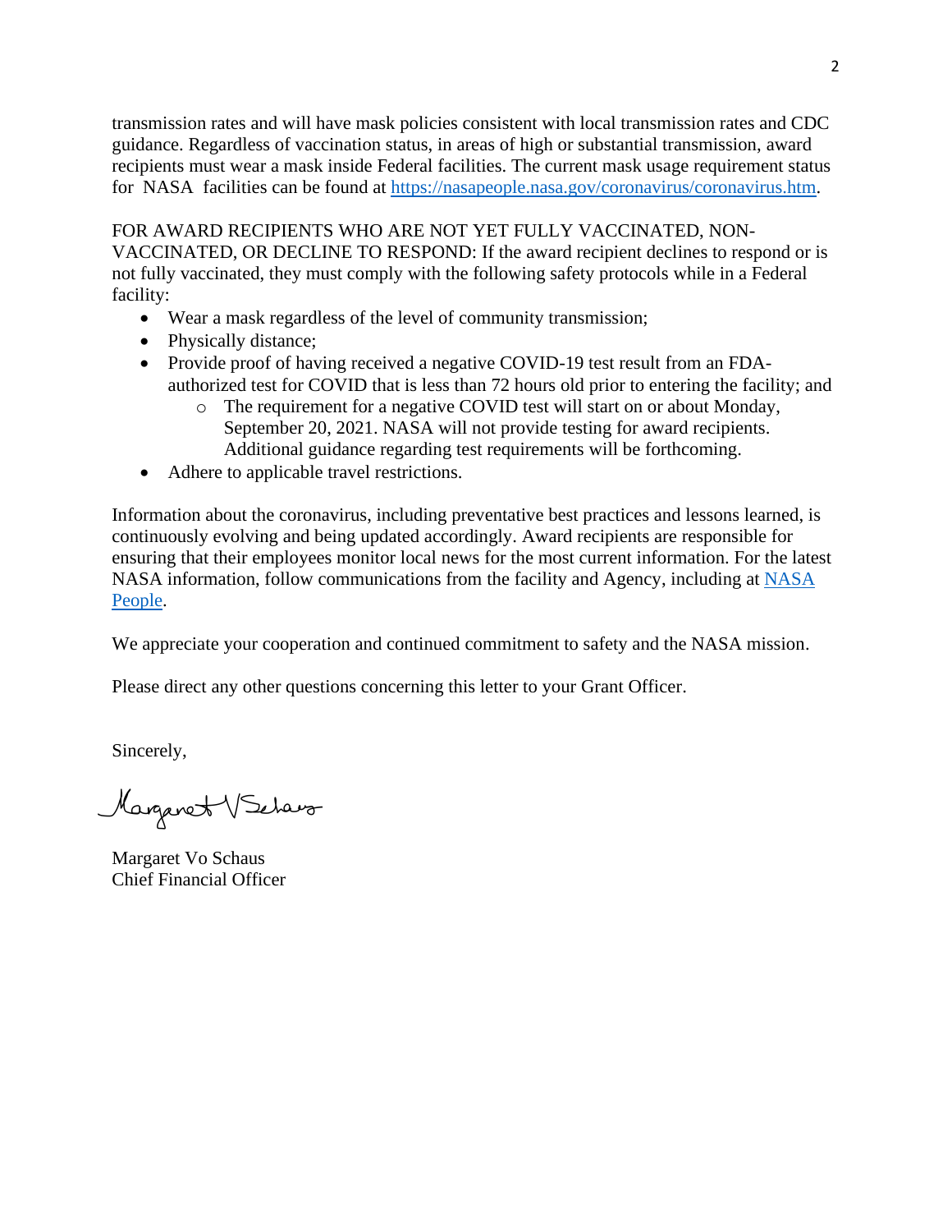transmission rates and will have mask policies consistent with local transmission rates and CDC guidance. Regardless of vaccination status, in areas of high or substantial transmission, award recipients must wear a mask inside Federal facilities. The current mask usage requirement status for NASA facilities can be found at [https://nasapeople.nasa.gov/coronavirus/coronavirus.htm](https://nasapeople.nasa.gov/coronavirus/coronavirus.htm).

FOR AWARD RECIPIENTS WHO ARE NOT YET FULLY VACCINATED, NON-VACCINATED, OR DECLINE TO RESPOND: If the award recipient declines to respond or is not fully vaccinated, they must comply with the following safety protocols while in a Federal facility:

- Wear a mask regardless of the level of community transmission;
- Physically distance;
- Provide proof of having received a negative COVID-19 test result from an FDA-authorized test for COVID that is less than 72 hours old prior to entering the facility; and
  - The requirement for a negative COVID test will start on or about Monday, September 20, 2021. NASA will not provide testing for award recipients. Additional guidance regarding test requirements will be forthcoming.
- Adhere to applicable travel restrictions.

Information about the coronavirus, including preventative best practices and lessons learned, is continuously evolving and being updated accordingly. Award recipients are responsible for ensuring that their employees monitor local news for the most current information. For the latest NASA information, follow communications from the facility and Agency, including at [NASA People](https://nasapeople.nasa.gov/coronavirus/coronavirus.htm).

We appreciate your cooperation and continued commitment to safety and the NASA mission.

Please direct any other questions concerning this letter to your Grant Officer.

Sincerely,

Margaret V Schaus

Margaret Vo Schaus
Chief Financial Officer